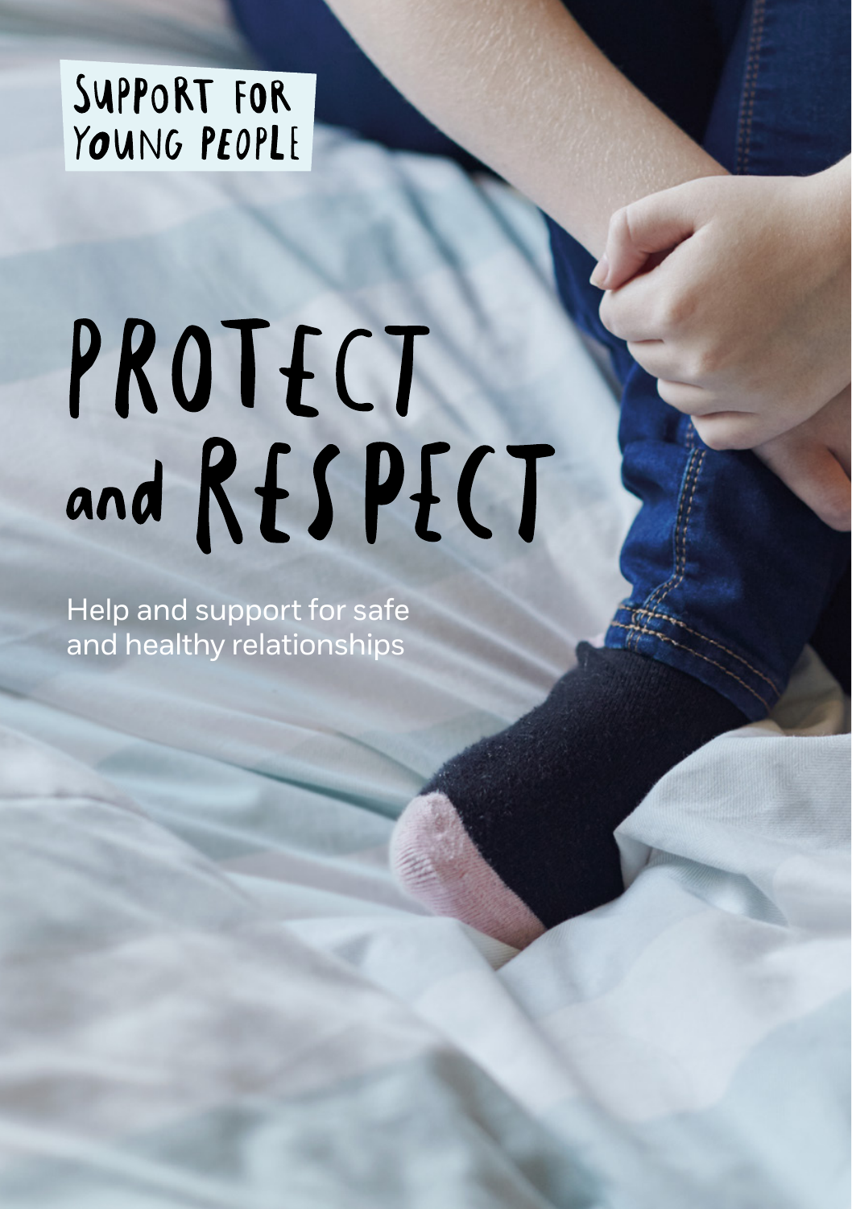SUPPORT FOR YOUNG PEOPLE

# PROTECT and RESPECT

Help and support for safe and healthy relationships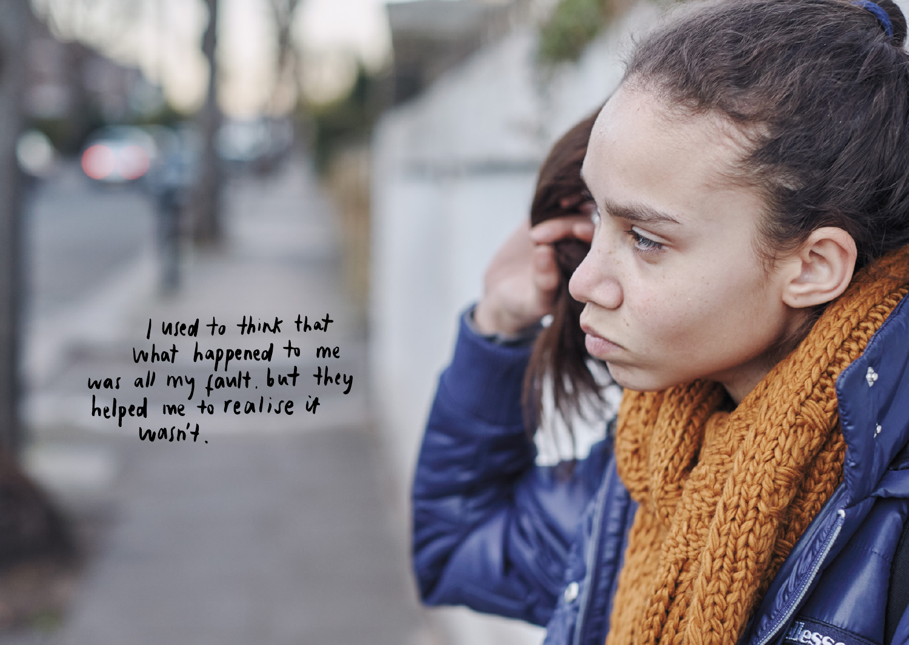I used to think that what happened to me was all my fault. but they helped me to realise it wasn't.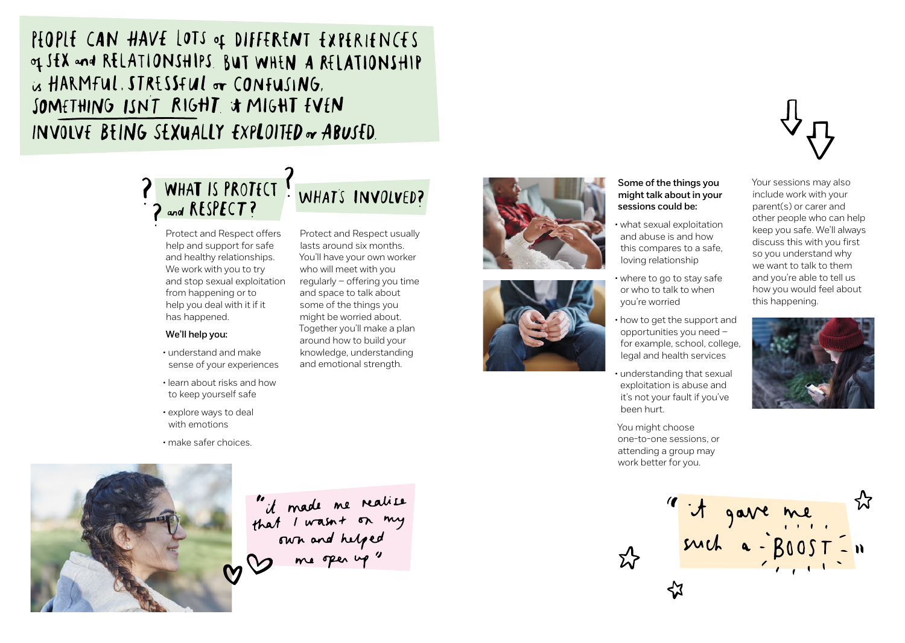PEOPLE CAN HAVE LOTS OF DIFFERENT EXPERIENCES OF SEX AND RELATIONSHIPS. BUT WHEN A RELATIONSHIP IS HARMFUL, STRESSFUL OR CONFUSING, SOMETHING ISN'T RIGHT. IT MIGHT EVEN INVOLVE BEING SEXUALLY EXPLOITED OR ABUSED.

## WHAT IS PROTECT AND RESPECT?

Protect and Respect offers help and support for safe and healthy relationships. We work with you to try and stop sexual exploitation from happening or to help you deal with it if it has happened.

**We'll help you:**

- understand and make sense of your experiences
- learn about risks and how to keep yourself safe
- explore ways to deal with emotions
- make safer choices.

"it made me realise that I wasn't on my own and helped me open up"

## WHAT'S INVOLVED?

Protect and Respect usually lasts around six months. You'll have your own worker who will meet with you regularly – offering you time and space to talk about some of the things you might be worried about. Together you'll make a plan around how to build your knowledge, understanding and emotional strength.

**Some of the things you might talk about in your sessions could be:**

- what sexual exploitation and abuse is and how this compares to a safe, loving relationship
- where to go to stay safe or who to talk to when you're worried
- how to get the support and opportunities you need – for example, school, college, legal and health services
- understanding that sexual exploitation is abuse and it's not your fault if you've been hurt.

You might choose one-to-one sessions, or attending a group may work better for you.

Your sessions may also include work with your parent(s) or carer and other people who can help keep you safe. We'll always discuss this with you first so you understand why we want to talk to them and you're able to tell us how you would feel about this happening.

"it gave me such a BOOST"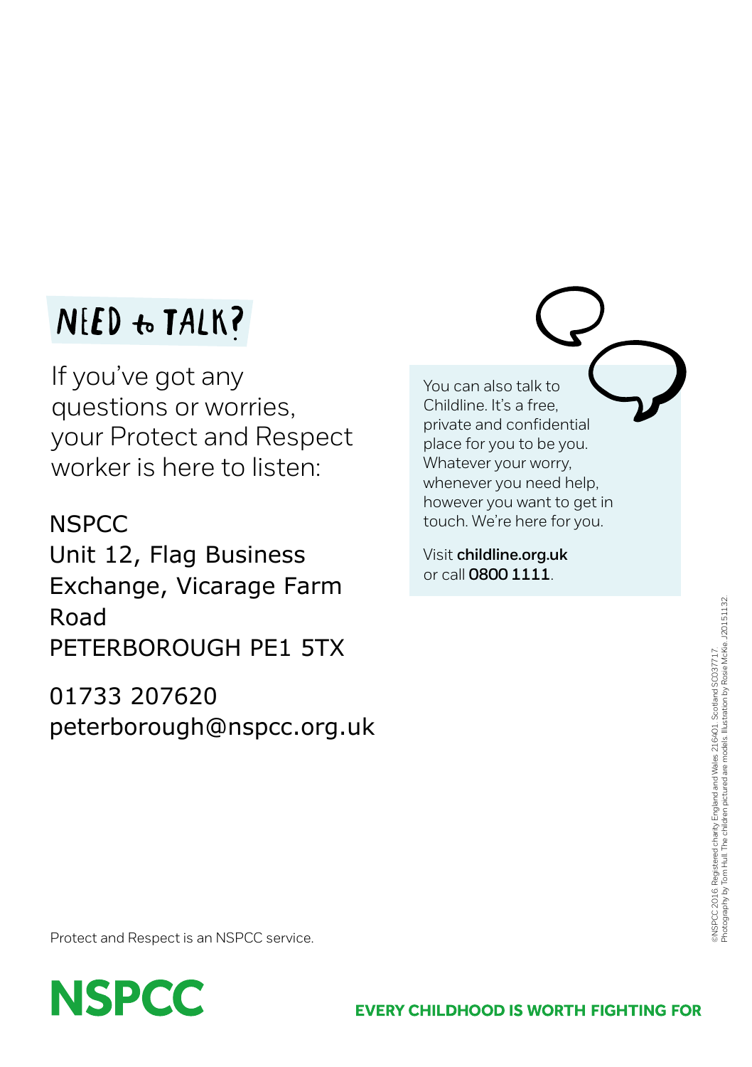## NEED to TALK?

If you've got any questions or worries, your Protect and Respect worker is here to listen:

NSPCC
Unit 12, Flag Business Exchange, Vicarage Farm Road
PETERBOROUGH PE1 5TX

01733 207620
peterborough@nspcc.org.uk

You can also talk to Childline. It's a free, private and confidential place for you to be you. Whatever your worry, whenever you need help, however you want to get in touch. We're here for you.

Visit **childline.org.uk** or call **0800 1111**.

Protect and Respect is an NSPCC service.

©NSPCC 2016. Registered charity England and Wales 216401. Scotland SC037717. Photography by Tom Hull. The children pictured are models. Illustration by Rosie McKie. J20151132.

**NSPCC**

**EVERY CHILDHOOD IS WORTH FIGHTING FOR**